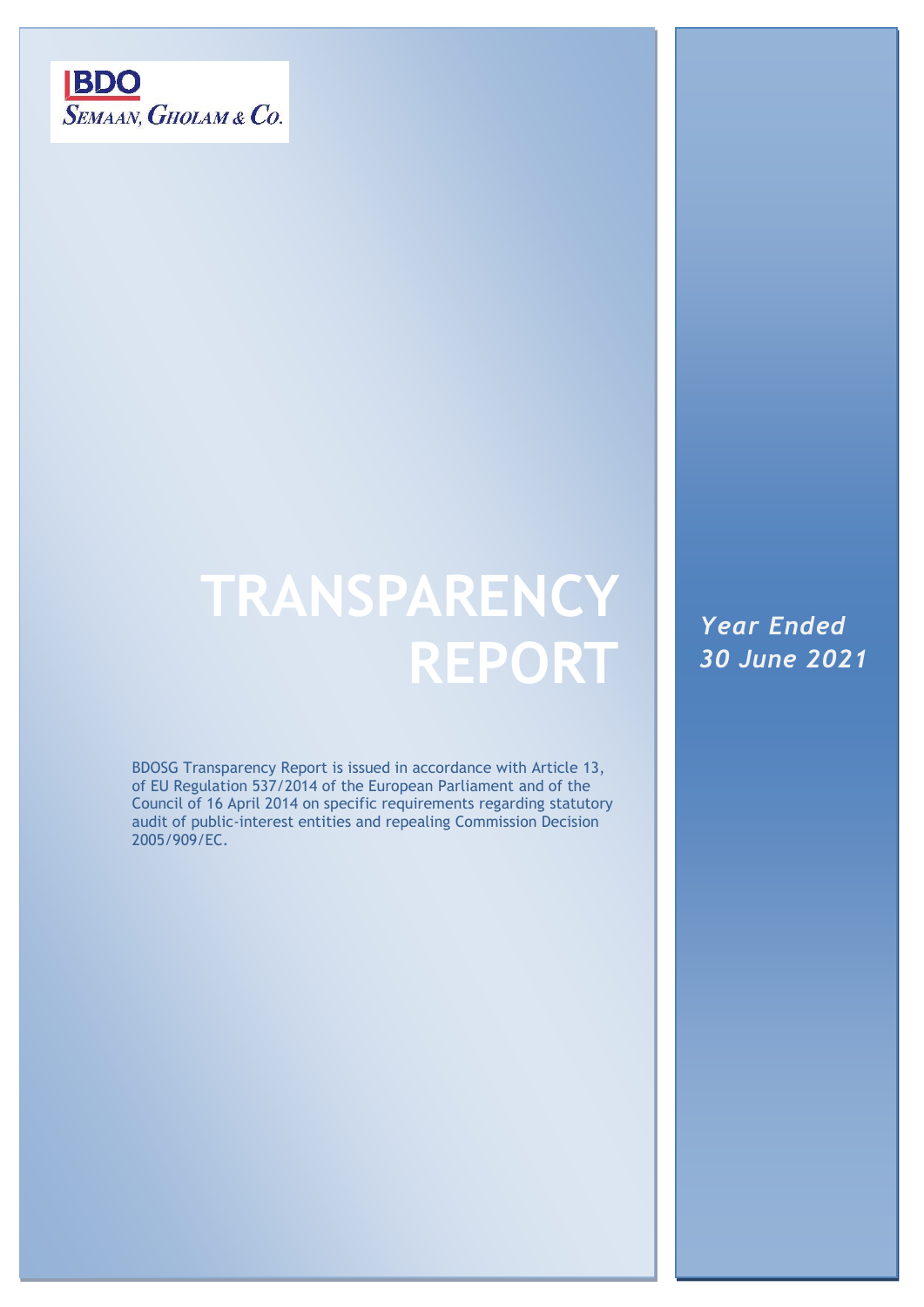BDO

SEMAAN, GHOLAM & Co.

# TRANSPARENCY REPORT

*Year Ended 30 June 2021*

BDOSG Transparency Report is issued in accordance with Article 13, of EU Regulation 537/2014 of the European Parliament and of the Council of 16 April 2014 on specific requirements regarding statutory audit of public-interest entities and repealing Commission Decision 2005/909/EC.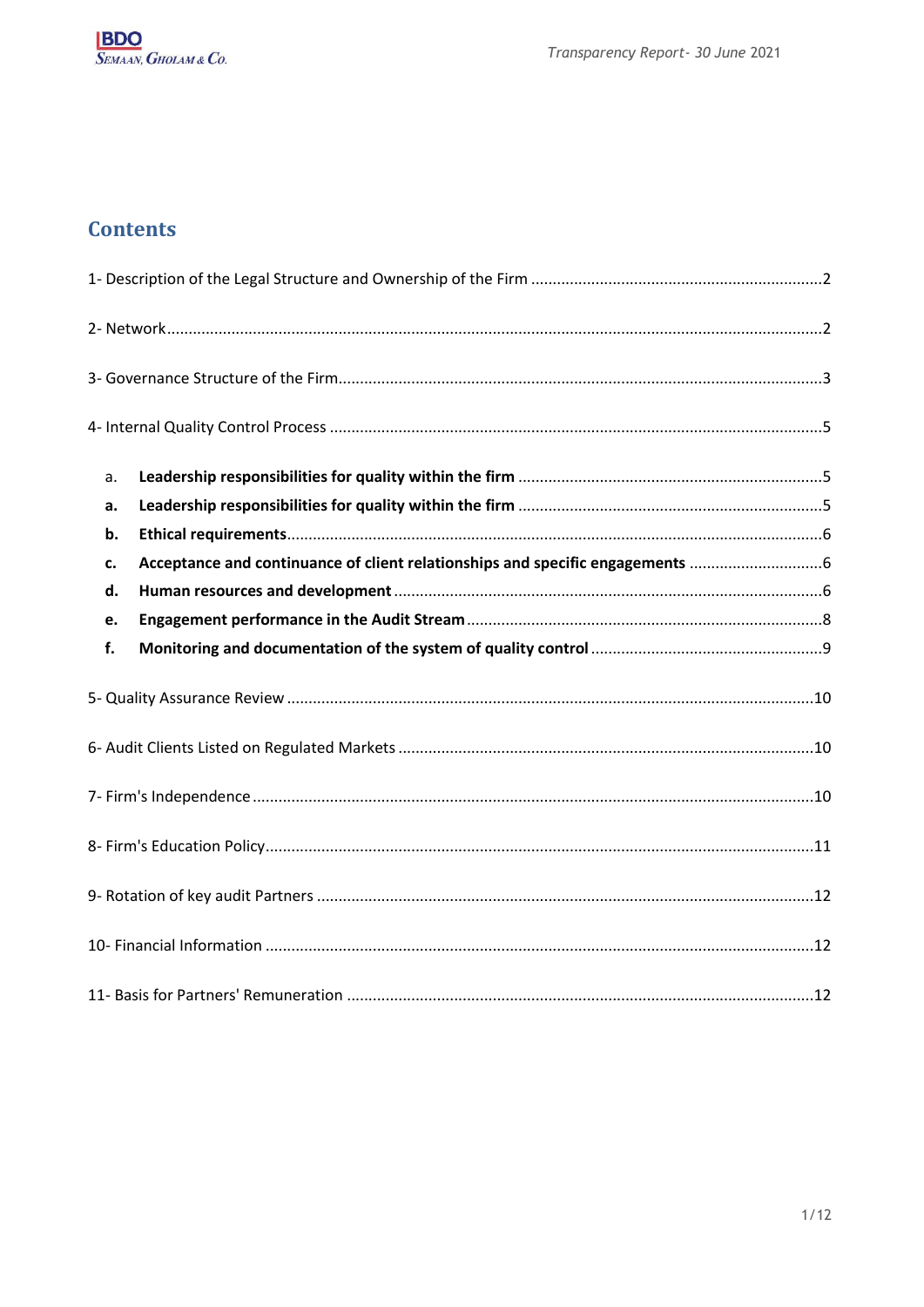## Contents

1- Description of the Legal Structure and Ownership of the Firm ....................................................................2

2- Network.........................................................................................................................................................2

3- Governance Structure of the Firm.................................................................................................................3

4- Internal Quality Control Process ..................................................................................................................5

a. Leadership responsibilities for quality within the firm ......................................................................5

**a. Leadership responsibilities for quality within the firm** ......................................................................5

**b. Ethical requirements**...........................................................................................................................6

**c. Acceptance and continuance of client relationships and specific engagements** ...............................6

**d. Human resources and development** ....................................................................................................6

**e. Engagement performance in the Audit Stream** ..................................................................................8

**f. Monitoring and documentation of the system of quality control** ......................................................9

5- Quality Assurance Review ..........................................................................................................................10

6- Audit Clients Listed on Regulated Markets .................................................................................................10

7- Firm's Independence ...................................................................................................................................10

8- Firm's Education Policy................................................................................................................................11

9- Rotation of key audit Partners ....................................................................................................................12

10- Financial Information ................................................................................................................................12

11- Basis for Partners' Remuneration .............................................................................................................12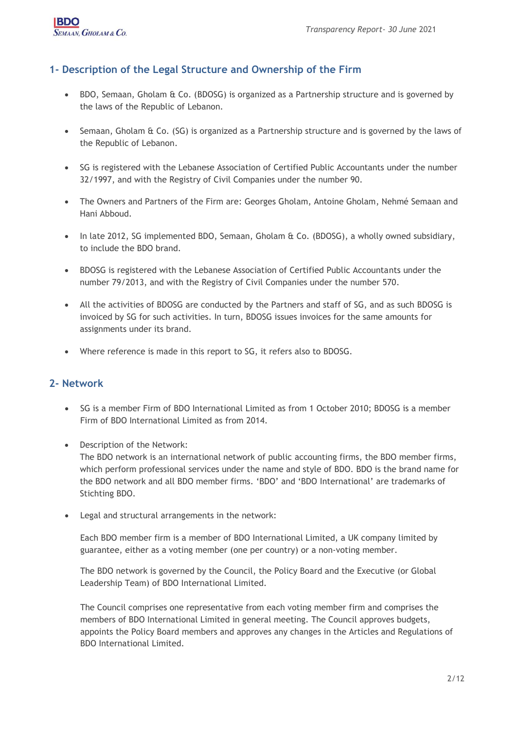## 1- Description of the Legal Structure and Ownership of the Firm

- BDO, Semaan, Gholam & Co. (BDOSG) is organized as a Partnership structure and is governed by the laws of the Republic of Lebanon.
- Semaan, Gholam & Co. (SG) is organized as a Partnership structure and is governed by the laws of the Republic of Lebanon.
- SG is registered with the Lebanese Association of Certified Public Accountants under the number 32/1997, and with the Registry of Civil Companies under the number 90.
- The Owners and Partners of the Firm are: Georges Gholam, Antoine Gholam, Nehmé Semaan and Hani Abboud.
- In late 2012, SG implemented BDO, Semaan, Gholam & Co. (BDOSG), a wholly owned subsidiary, to include the BDO brand.
- BDOSG is registered with the Lebanese Association of Certified Public Accountants under the number 79/2013, and with the Registry of Civil Companies under the number 570.
- All the activities of BDOSG are conducted by the Partners and staff of SG, and as such BDOSG is invoiced by SG for such activities. In turn, BDOSG issues invoices for the same amounts for assignments under its brand.
- Where reference is made in this report to SG, it refers also to BDOSG.

## 2- Network

- SG is a member Firm of BDO International Limited as from 1 October 2010; BDOSG is a member Firm of BDO International Limited as from 2014.
- Description of the Network:
  The BDO network is an international network of public accounting firms, the BDO member firms, which perform professional services under the name and style of BDO. BDO is the brand name for the BDO network and all BDO member firms. 'BDO' and 'BDO International' are trademarks of Stichting BDO.
- Legal and structural arrangements in the network:

  Each BDO member firm is a member of BDO International Limited, a UK company limited by guarantee, either as a voting member (one per country) or a non-voting member.

  The BDO network is governed by the Council, the Policy Board and the Executive (or Global Leadership Team) of BDO International Limited.

  The Council comprises one representative from each voting member firm and comprises the members of BDO International Limited in general meeting. The Council approves budgets, appoints the Policy Board members and approves any changes in the Articles and Regulations of BDO International Limited.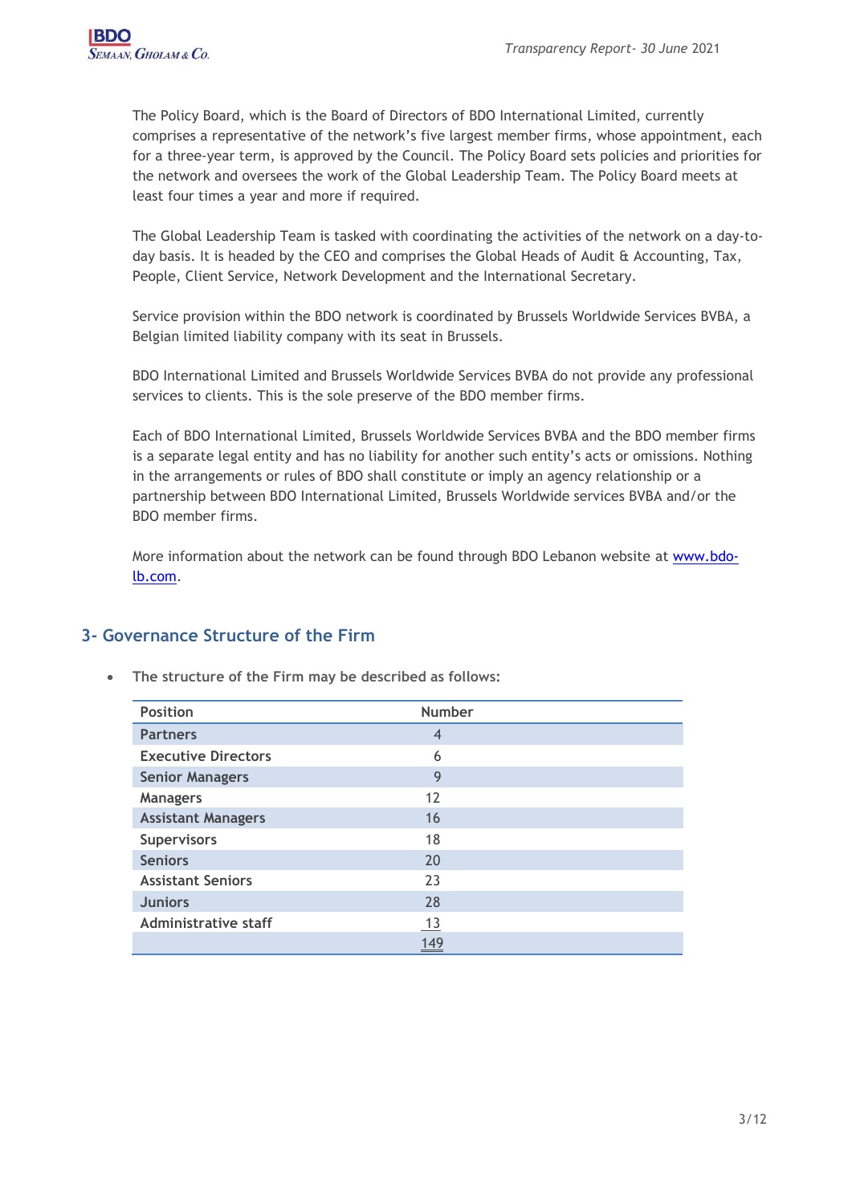The Policy Board, which is the Board of Directors of BDO International Limited, currently comprises a representative of the network's five largest member firms, whose appointment, each for a three-year term, is approved by the Council. The Policy Board sets policies and priorities for the network and oversees the work of the Global Leadership Team. The Policy Board meets at least four times a year and more if required.

The Global Leadership Team is tasked with coordinating the activities of the network on a day-to-day basis. It is headed by the CEO and comprises the Global Heads of Audit & Accounting, Tax, People, Client Service, Network Development and the International Secretary.

Service provision within the BDO network is coordinated by Brussels Worldwide Services BVBA, a Belgian limited liability company with its seat in Brussels.

BDO International Limited and Brussels Worldwide Services BVBA do not provide any professional services to clients. This is the sole preserve of the BDO member firms.

Each of BDO International Limited, Brussels Worldwide Services BVBA and the BDO member firms is a separate legal entity and has no liability for another such entity's acts or omissions. Nothing in the arrangements or rules of BDO shall constitute or imply an agency relationship or a partnership between BDO International Limited, Brussels Worldwide services BVBA and/or the BDO member firms.

More information about the network can be found through BDO Lebanon website at [www.bdo-lb.com](http://www.bdo-lb.com).

## 3- Governance Structure of the Firm

- **The structure of the Firm may be described as follows:**

| Position | Number |
|---|---|
| Partners | 4 |
| Executive Directors | 6 |
| Senior Managers | 9 |
| Managers | 12 |
| Assistant Managers | 16 |
| Supervisors | 18 |
| Seniors | 20 |
| Assistant Seniors | 23 |
| Juniors | 28 |
| Administrative staff | 13 |
| | 149 |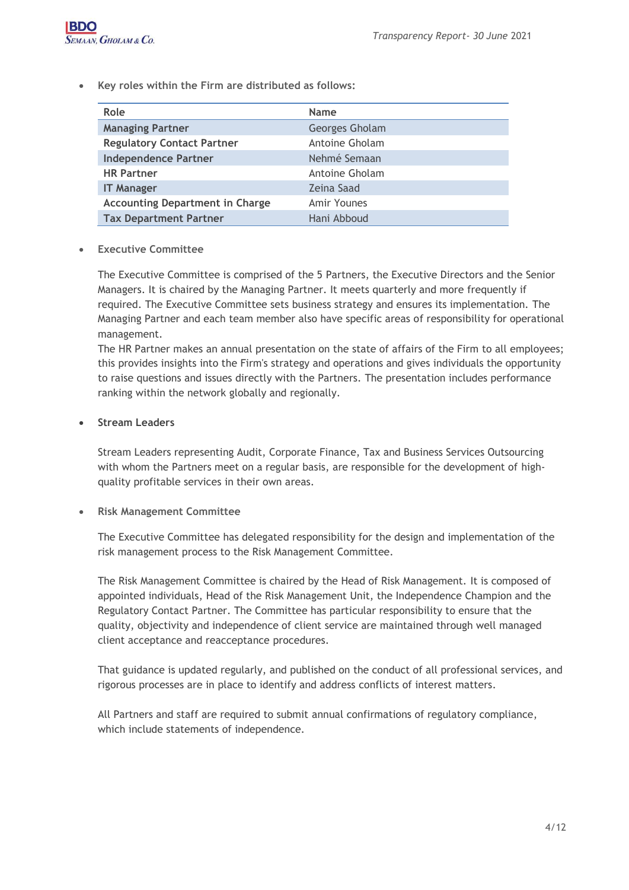- **Key roles within the Firm are distributed as follows:**

| Role | Name |
|---|---|
| **Managing Partner** | Georges Gholam |
| **Regulatory Contact Partner** | Antoine Gholam |
| **Independence Partner** | Nehmé Semaan |
| **HR Partner** | Antoine Gholam |
| **IT Manager** | Zeina Saad |
| **Accounting Department in Charge** | Amir Younes |
| **Tax Department Partner** | Hani Abboud |

- **Executive Committee**

  The Executive Committee is comprised of the 5 Partners, the Executive Directors and the Senior Managers. It is chaired by the Managing Partner. It meets quarterly and more frequently if required. The Executive Committee sets business strategy and ensures its implementation. The Managing Partner and each team member also have specific areas of responsibility for operational management.
  The HR Partner makes an annual presentation on the state of affairs of the Firm to all employees; this provides insights into the Firm's strategy and operations and gives individuals the opportunity to raise questions and issues directly with the Partners. The presentation includes performance ranking within the network globally and regionally.

- **Stream Leaders**

  Stream Leaders representing Audit, Corporate Finance, Tax and Business Services Outsourcing with whom the Partners meet on a regular basis, are responsible for the development of high-quality profitable services in their own areas.

- **Risk Management Committee**

  The Executive Committee has delegated responsibility for the design and implementation of the risk management process to the Risk Management Committee.

  The Risk Management Committee is chaired by the Head of Risk Management. It is composed of appointed individuals, Head of the Risk Management Unit, the Independence Champion and the Regulatory Contact Partner. The Committee has particular responsibility to ensure that the quality, objectivity and independence of client service are maintained through well managed client acceptance and reacceptance procedures.

  That guidance is updated regularly, and published on the conduct of all professional services, and rigorous processes are in place to identify and address conflicts of interest matters.

  All Partners and staff are required to submit annual confirmations of regulatory compliance, which include statements of independence.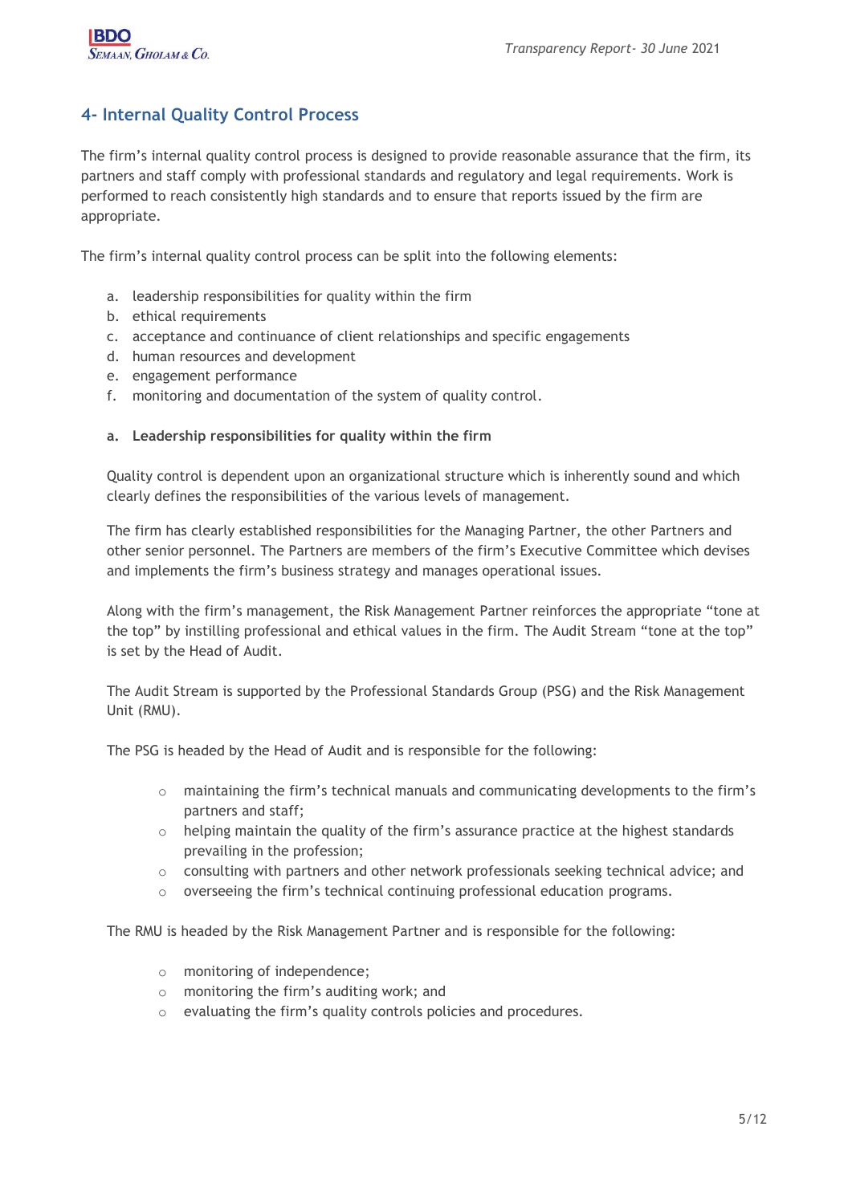## 4- Internal Quality Control Process

The firm's internal quality control process is designed to provide reasonable assurance that the firm, its partners and staff comply with professional standards and regulatory and legal requirements. Work is performed to reach consistently high standards and to ensure that reports issued by the firm are appropriate.

The firm's internal quality control process can be split into the following elements:

a. leadership responsibilities for quality within the firm
b. ethical requirements
c. acceptance and continuance of client relationships and specific engagements
d. human resources and development
e. engagement performance
f. monitoring and documentation of the system of quality control.

### a. Leadership responsibilities for quality within the firm

Quality control is dependent upon an organizational structure which is inherently sound and which clearly defines the responsibilities of the various levels of management.

The firm has clearly established responsibilities for the Managing Partner, the other Partners and other senior personnel. The Partners are members of the firm's Executive Committee which devises and implements the firm's business strategy and manages operational issues.

Along with the firm's management, the Risk Management Partner reinforces the appropriate "tone at the top" by instilling professional and ethical values in the firm. The Audit Stream "tone at the top" is set by the Head of Audit.

The Audit Stream is supported by the Professional Standards Group (PSG) and the Risk Management Unit (RMU).

The PSG is headed by the Head of Audit and is responsible for the following:

- maintaining the firm's technical manuals and communicating developments to the firm's partners and staff;
- helping maintain the quality of the firm's assurance practice at the highest standards prevailing in the profession;
- consulting with partners and other network professionals seeking technical advice; and
- overseeing the firm's technical continuing professional education programs.

The RMU is headed by the Risk Management Partner and is responsible for the following:

- monitoring of independence;
- monitoring the firm's auditing work; and
- evaluating the firm's quality controls policies and procedures.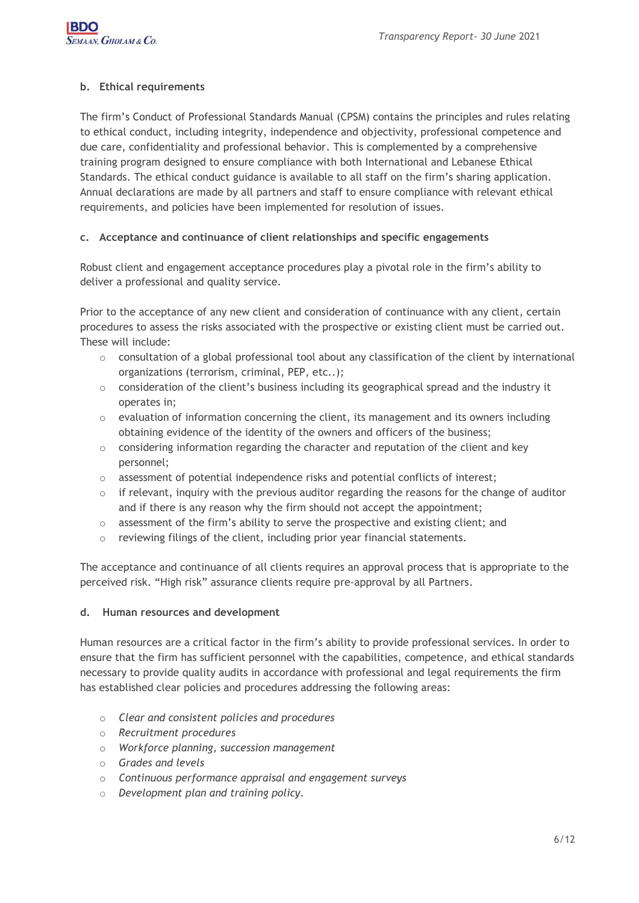#### b. Ethical requirements

The firm's Conduct of Professional Standards Manual (CPSM) contains the principles and rules relating to ethical conduct, including integrity, independence and objectivity, professional competence and due care, confidentiality and professional behavior. This is complemented by a comprehensive training program designed to ensure compliance with both International and Lebanese Ethical Standards. The ethical conduct guidance is available to all staff on the firm's sharing application. Annual declarations are made by all partners and staff to ensure compliance with relevant ethical requirements, and policies have been implemented for resolution of issues.

#### c. Acceptance and continuance of client relationships and specific engagements

Robust client and engagement acceptance procedures play a pivotal role in the firm's ability to deliver a professional and quality service.

Prior to the acceptance of any new client and consideration of continuance with any client, certain procedures to assess the risks associated with the prospective or existing client must be carried out. These will include:

- consultation of a global professional tool about any classification of the client by international organizations (terrorism, criminal, PEP, etc..);
- consideration of the client's business including its geographical spread and the industry it operates in;
- evaluation of information concerning the client, its management and its owners including obtaining evidence of the identity of the owners and officers of the business;
- considering information regarding the character and reputation of the client and key personnel;
- assessment of potential independence risks and potential conflicts of interest;
- if relevant, inquiry with the previous auditor regarding the reasons for the change of auditor and if there is any reason why the firm should not accept the appointment;
- assessment of the firm's ability to serve the prospective and existing client; and
- reviewing filings of the client, including prior year financial statements.

The acceptance and continuance of all clients requires an approval process that is appropriate to the perceived risk. "High risk" assurance clients require pre-approval by all Partners.

#### d. Human resources and development

Human resources are a critical factor in the firm's ability to provide professional services. In order to ensure that the firm has sufficient personnel with the capabilities, competence, and ethical standards necessary to provide quality audits in accordance with professional and legal requirements the firm has established clear policies and procedures addressing the following areas:

- *Clear and consistent policies and procedures*
- *Recruitment procedures*
- *Workforce planning, succession management*
- *Grades and levels*
- *Continuous performance appraisal and engagement surveys*
- *Development plan and training policy.*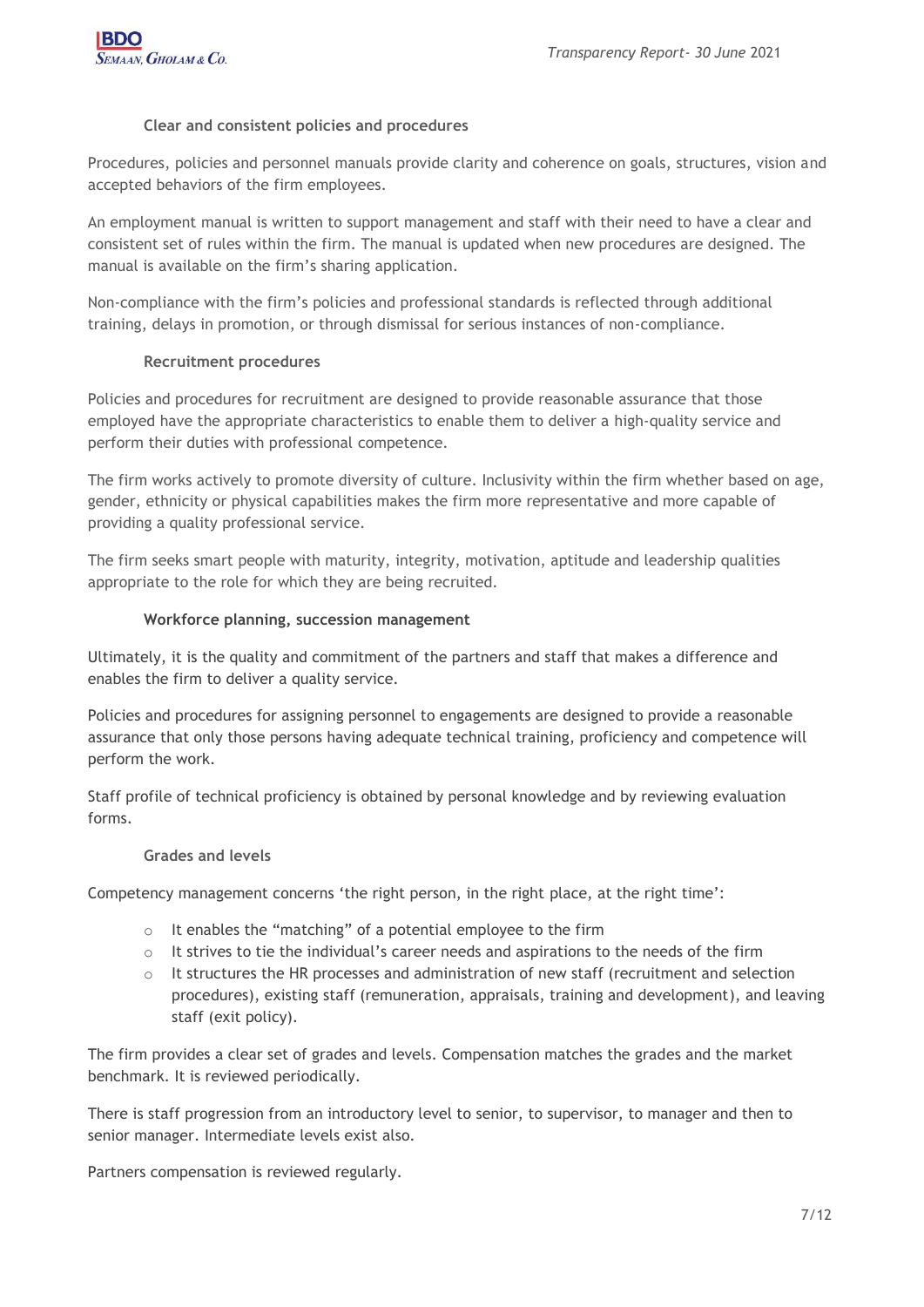### Clear and consistent policies and procedures

Procedures, policies and personnel manuals provide clarity and coherence on goals, structures, vision and accepted behaviors of the firm employees.

An employment manual is written to support management and staff with their need to have a clear and consistent set of rules within the firm. The manual is updated when new procedures are designed. The manual is available on the firm's sharing application.

Non-compliance with the firm's policies and professional standards is reflected through additional training, delays in promotion, or through dismissal for serious instances of non-compliance.

### Recruitment procedures

Policies and procedures for recruitment are designed to provide reasonable assurance that those employed have the appropriate characteristics to enable them to deliver a high-quality service and perform their duties with professional competence.

The firm works actively to promote diversity of culture. Inclusivity within the firm whether based on age, gender, ethnicity or physical capabilities makes the firm more representative and more capable of providing a quality professional service.

The firm seeks smart people with maturity, integrity, motivation, aptitude and leadership qualities appropriate to the role for which they are being recruited.

### Workforce planning, succession management

Ultimately, it is the quality and commitment of the partners and staff that makes a difference and enables the firm to deliver a quality service.

Policies and procedures for assigning personnel to engagements are designed to provide a reasonable assurance that only those persons having adequate technical training, proficiency and competence will perform the work.

Staff profile of technical proficiency is obtained by personal knowledge and by reviewing evaluation forms.

### Grades and levels

Competency management concerns 'the right person, in the right place, at the right time':

- It enables the "matching" of a potential employee to the firm
- It strives to tie the individual's career needs and aspirations to the needs of the firm
- It structures the HR processes and administration of new staff (recruitment and selection procedures), existing staff (remuneration, appraisals, training and development), and leaving staff (exit policy).

The firm provides a clear set of grades and levels. Compensation matches the grades and the market benchmark. It is reviewed periodically.

There is staff progression from an introductory level to senior, to supervisor, to manager and then to senior manager. Intermediate levels exist also.

Partners compensation is reviewed regularly.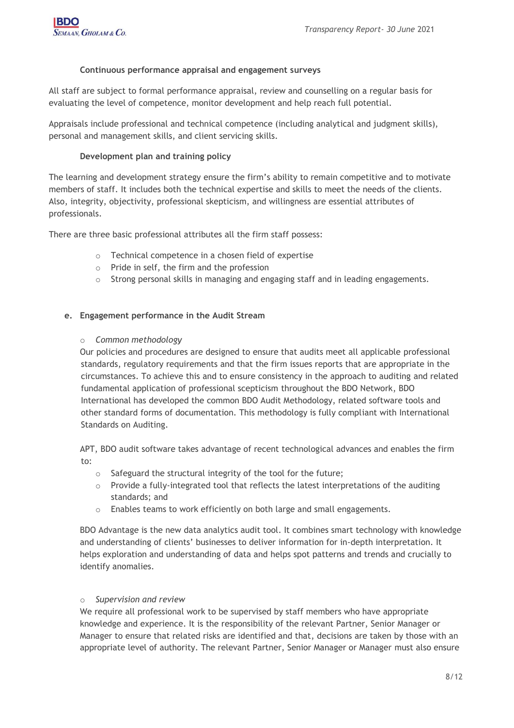**Continuous performance appraisal and engagement surveys**

All staff are subject to formal performance appraisal, review and counselling on a regular basis for evaluating the level of competence, monitor development and help reach full potential.

Appraisals include professional and technical competence (including analytical and judgment skills), personal and management skills, and client servicing skills.

**Development plan and training policy**

The learning and development strategy ensure the firm's ability to remain competitive and to motivate members of staff. It includes both the technical expertise and skills to meet the needs of the clients. Also, integrity, objectivity, professional skepticism, and willingness are essential attributes of professionals.

There are three basic professional attributes all the firm staff possess:

- Technical competence in a chosen field of expertise
- Pride in self, the firm and the profession
- Strong personal skills in managing and engaging staff and in leading engagements.

**e. Engagement performance in the Audit Stream**

- *Common methodology*

Our policies and procedures are designed to ensure that audits meet all applicable professional standards, regulatory requirements and that the firm issues reports that are appropriate in the circumstances. To achieve this and to ensure consistency in the approach to auditing and related fundamental application of professional scepticism throughout the BDO Network, BDO International has developed the common BDO Audit Methodology, related software tools and other standard forms of documentation. This methodology is fully compliant with International Standards on Auditing.

APT, BDO audit software takes advantage of recent technological advances and enables the firm to:

- Safeguard the structural integrity of the tool for the future;
- Provide a fully-integrated tool that reflects the latest interpretations of the auditing standards; and
- Enables teams to work efficiently on both large and small engagements.

BDO Advantage is the new data analytics audit tool. It combines smart technology with knowledge and understanding of clients' businesses to deliver information for in-depth interpretation. It helps exploration and understanding of data and helps spot patterns and trends and crucially to identify anomalies.

- *Supervision and review*

We require all professional work to be supervised by staff members who have appropriate knowledge and experience. It is the responsibility of the relevant Partner, Senior Manager or Manager to ensure that related risks are identified and that, decisions are taken by those with an appropriate level of authority. The relevant Partner, Senior Manager or Manager must also ensure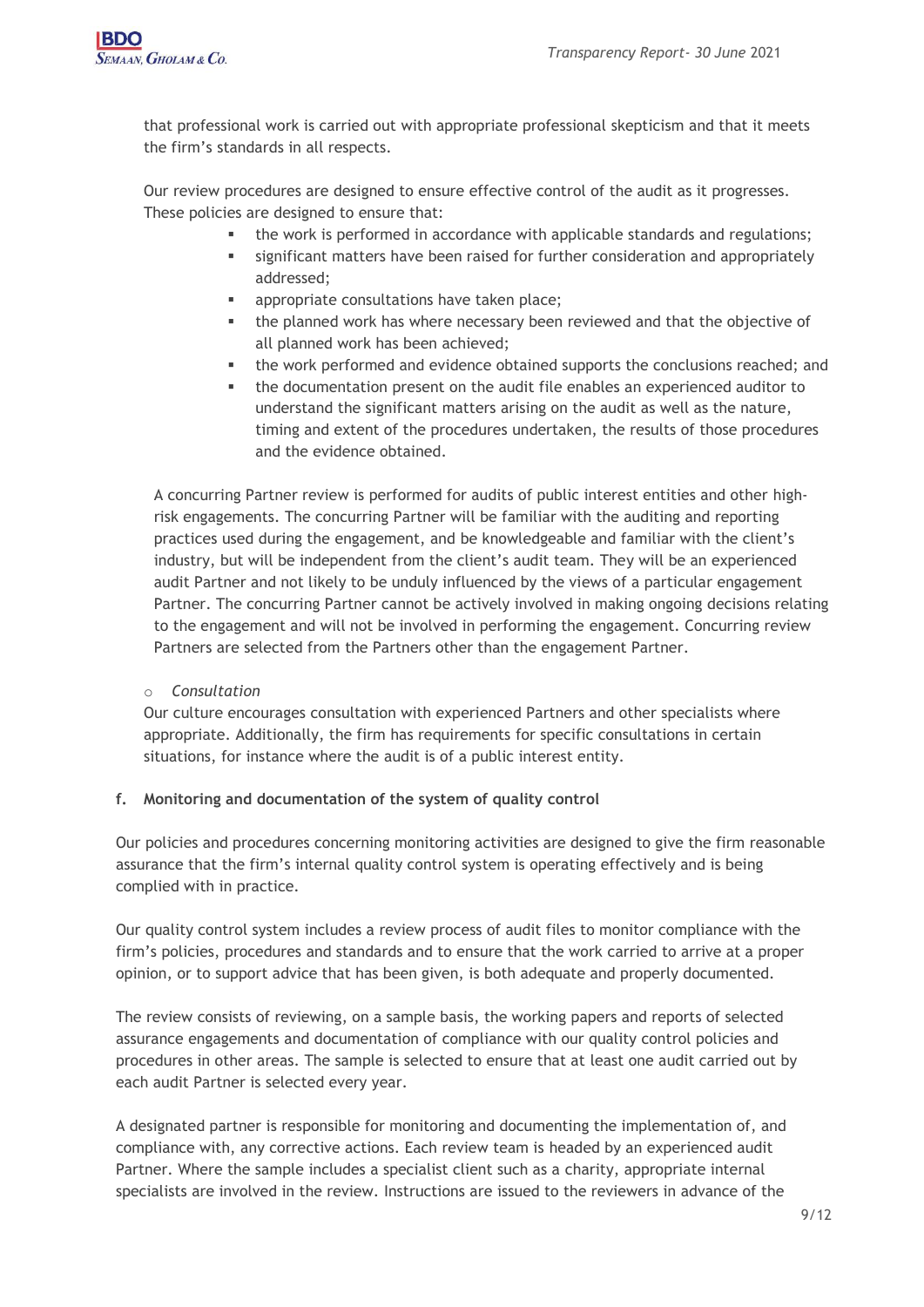that professional work is carried out with appropriate professional skepticism and that it meets the firm's standards in all respects.

Our review procedures are designed to ensure effective control of the audit as it progresses. These policies are designed to ensure that:

- the work is performed in accordance with applicable standards and regulations;
- significant matters have been raised for further consideration and appropriately addressed;
- appropriate consultations have taken place;
- the planned work has where necessary been reviewed and that the objective of all planned work has been achieved;
- the work performed and evidence obtained supports the conclusions reached; and
- the documentation present on the audit file enables an experienced auditor to understand the significant matters arising on the audit as well as the nature, timing and extent of the procedures undertaken, the results of those procedures and the evidence obtained.

A concurring Partner review is performed for audits of public interest entities and other high-risk engagements. The concurring Partner will be familiar with the auditing and reporting practices used during the engagement, and be knowledgeable and familiar with the client's industry, but will be independent from the client's audit team. They will be an experienced audit Partner and not likely to be unduly influenced by the views of a particular engagement Partner. The concurring Partner cannot be actively involved in making ongoing decisions relating to the engagement and will not be involved in performing the engagement. Concurring review Partners are selected from the Partners other than the engagement Partner.

- *Consultation*

Our culture encourages consultation with experienced Partners and other specialists where appropriate. Additionally, the firm has requirements for specific consultations in certain situations, for instance where the audit is of a public interest entity.

**f. Monitoring and documentation of the system of quality control**

Our policies and procedures concerning monitoring activities are designed to give the firm reasonable assurance that the firm's internal quality control system is operating effectively and is being complied with in practice.

Our quality control system includes a review process of audit files to monitor compliance with the firm's policies, procedures and standards and to ensure that the work carried to arrive at a proper opinion, or to support advice that has been given, is both adequate and properly documented.

The review consists of reviewing, on a sample basis, the working papers and reports of selected assurance engagements and documentation of compliance with our quality control policies and procedures in other areas. The sample is selected to ensure that at least one audit carried out by each audit Partner is selected every year.

A designated partner is responsible for monitoring and documenting the implementation of, and compliance with, any corrective actions. Each review team is headed by an experienced audit Partner. Where the sample includes a specialist client such as a charity, appropriate internal specialists are involved in the review. Instructions are issued to the reviewers in advance of the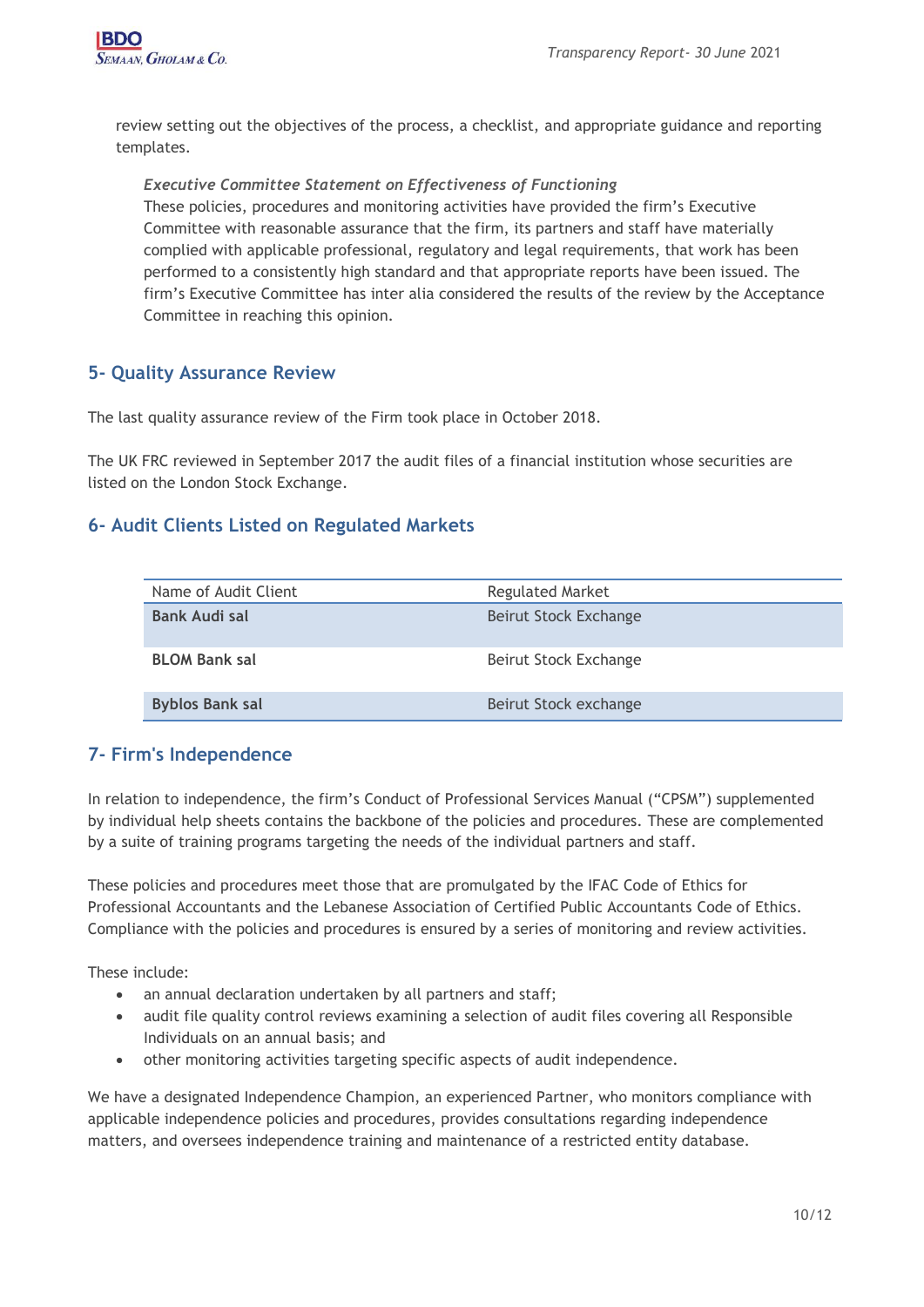review setting out the objectives of the process, a checklist, and appropriate guidance and reporting templates.

*Executive Committee Statement on Effectiveness of Functioning*
These policies, procedures and monitoring activities have provided the firm's Executive Committee with reasonable assurance that the firm, its partners and staff have materially complied with applicable professional, regulatory and legal requirements, that work has been performed to a consistently high standard and that appropriate reports have been issued. The firm's Executive Committee has inter alia considered the results of the review by the Acceptance Committee in reaching this opinion.

## 5- Quality Assurance Review

The last quality assurance review of the Firm took place in October 2018.

The UK FRC reviewed in September 2017 the audit files of a financial institution whose securities are listed on the London Stock Exchange.

## 6- Audit Clients Listed on Regulated Markets

| Name of Audit Client | Regulated Market |
|---|---|
| **Bank Audi sal** | Beirut Stock Exchange |
| **BLOM Bank sal** | Beirut Stock Exchange |
| **Byblos Bank sal** | Beirut Stock exchange |

## 7- Firm's Independence

In relation to independence, the firm's Conduct of Professional Services Manual ("CPSM") supplemented by individual help sheets contains the backbone of the policies and procedures. These are complemented by a suite of training programs targeting the needs of the individual partners and staff.

These policies and procedures meet those that are promulgated by the IFAC Code of Ethics for Professional Accountants and the Lebanese Association of Certified Public Accountants Code of Ethics. Compliance with the policies and procedures is ensured by a series of monitoring and review activities.

These include:

- an annual declaration undertaken by all partners and staff;
- audit file quality control reviews examining a selection of audit files covering all Responsible Individuals on an annual basis; and
- other monitoring activities targeting specific aspects of audit independence.

We have a designated Independence Champion, an experienced Partner, who monitors compliance with applicable independence policies and procedures, provides consultations regarding independence matters, and oversees independence training and maintenance of a restricted entity database.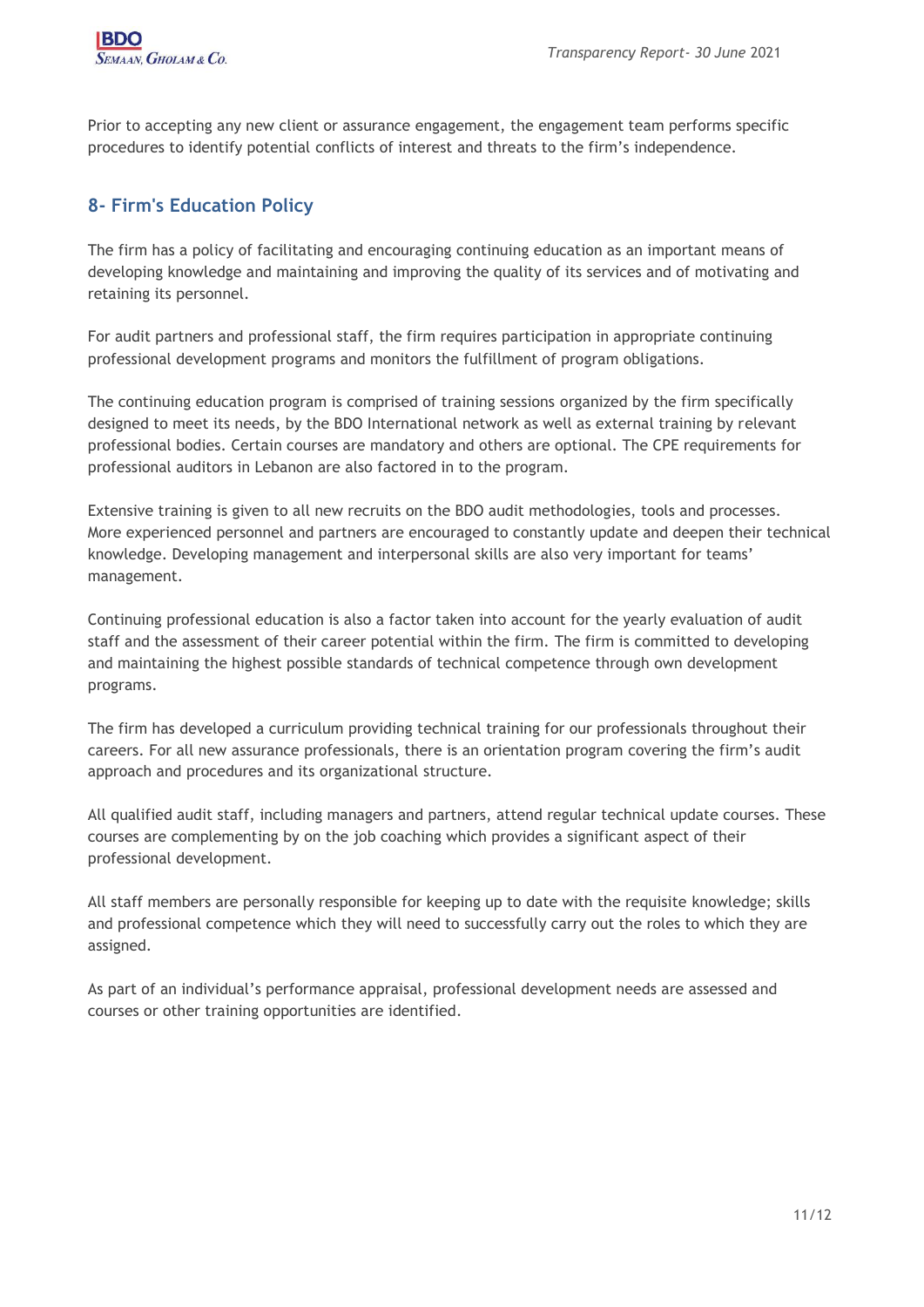Prior to accepting any new client or assurance engagement, the engagement team performs specific procedures to identify potential conflicts of interest and threats to the firm's independence.

## 8- Firm's Education Policy

The firm has a policy of facilitating and encouraging continuing education as an important means of developing knowledge and maintaining and improving the quality of its services and of motivating and retaining its personnel.

For audit partners and professional staff, the firm requires participation in appropriate continuing professional development programs and monitors the fulfillment of program obligations.

The continuing education program is comprised of training sessions organized by the firm specifically designed to meet its needs, by the BDO International network as well as external training by relevant professional bodies. Certain courses are mandatory and others are optional. The CPE requirements for professional auditors in Lebanon are also factored in to the program.

Extensive training is given to all new recruits on the BDO audit methodologies, tools and processes. More experienced personnel and partners are encouraged to constantly update and deepen their technical knowledge. Developing management and interpersonal skills are also very important for teams' management.

Continuing professional education is also a factor taken into account for the yearly evaluation of audit staff and the assessment of their career potential within the firm. The firm is committed to developing and maintaining the highest possible standards of technical competence through own development programs.

The firm has developed a curriculum providing technical training for our professionals throughout their careers. For all new assurance professionals, there is an orientation program covering the firm's audit approach and procedures and its organizational structure.

All qualified audit staff, including managers and partners, attend regular technical update courses. These courses are complementing by on the job coaching which provides a significant aspect of their professional development.

All staff members are personally responsible for keeping up to date with the requisite knowledge; skills and professional competence which they will need to successfully carry out the roles to which they are assigned.

As part of an individual's performance appraisal, professional development needs are assessed and courses or other training opportunities are identified.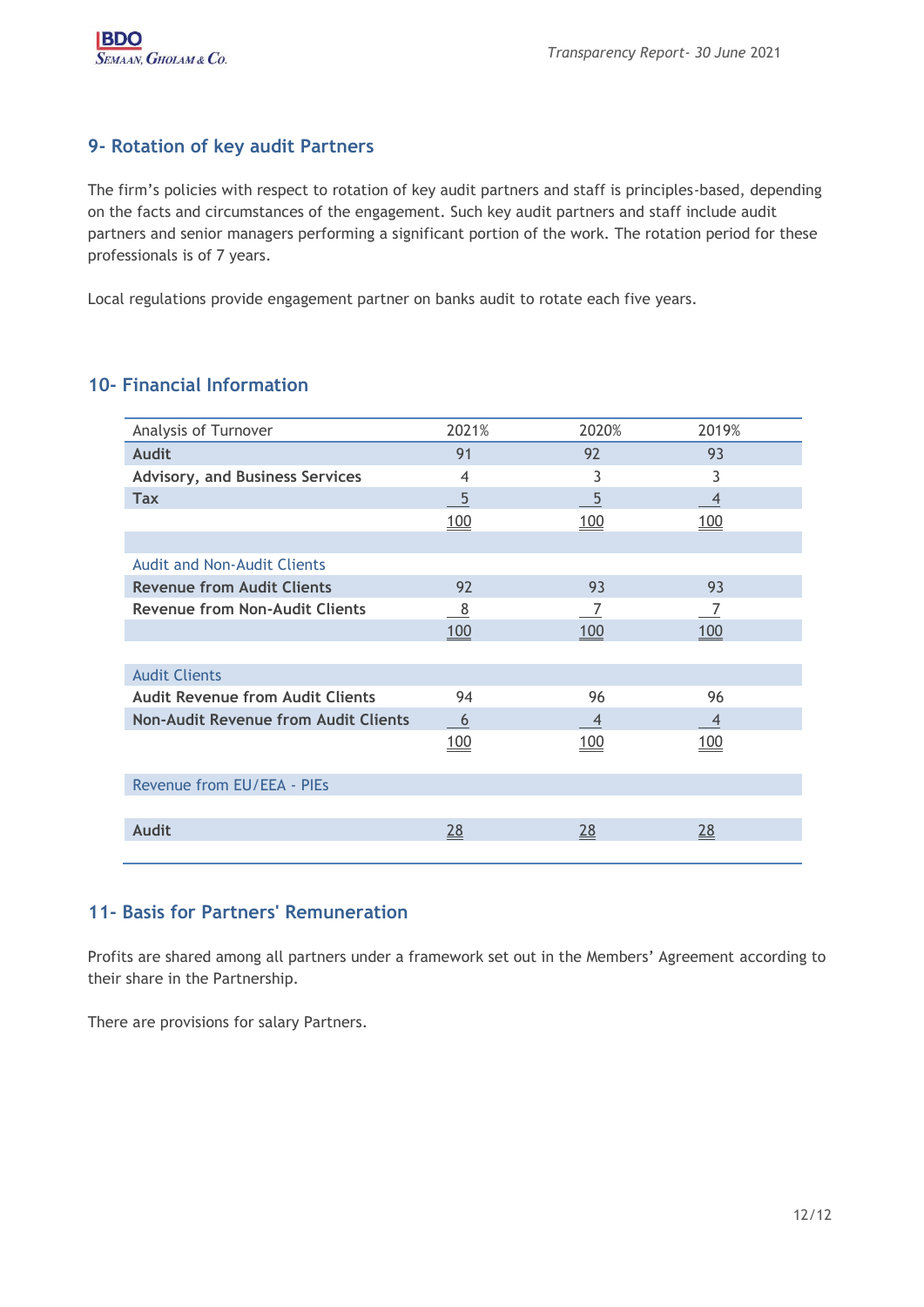## 9- Rotation of key audit Partners

The firm's policies with respect to rotation of key audit partners and staff is principles-based, depending on the facts and circumstances of the engagement. Such key audit partners and staff include audit partners and senior managers performing a significant portion of the work. The rotation period for these professionals is of 7 years.

Local regulations provide engagement partner on banks audit to rotate each five years.

## 10- Financial Information

| Analysis of Turnover | 2021% | 2020% | 2019% |
|---|---|---|---|
| **Audit** | 91 | 92 | 93 |
| **Advisory, and Business Services** | 4 | 3 | 3 |
| **Tax** | 5 | 5 | 4 |
| | 100 | 100 | 100 |
| | | | |
| Audit and Non-Audit Clients | | | |
| **Revenue from Audit Clients** | 92 | 93 | 93 |
| **Revenue from Non-Audit Clients** | 8 | 7 | 7 |
| | 100 | 100 | 100 |
| | | | |
| Audit Clients | | | |
| **Audit Revenue from Audit Clients** | 94 | 96 | 96 |
| **Non-Audit Revenue from Audit Clients** | 6 | 4 | 4 |
| | 100 | 100 | 100 |
| | | | |
| Revenue from EU/EEA - PIEs | | | |
| | | | |
| **Audit** | 28 | 28 | 28 |

## 11- Basis for Partners' Remuneration

Profits are shared among all partners under a framework set out in the Members' Agreement according to their share in the Partnership.

There are provisions for salary Partners.